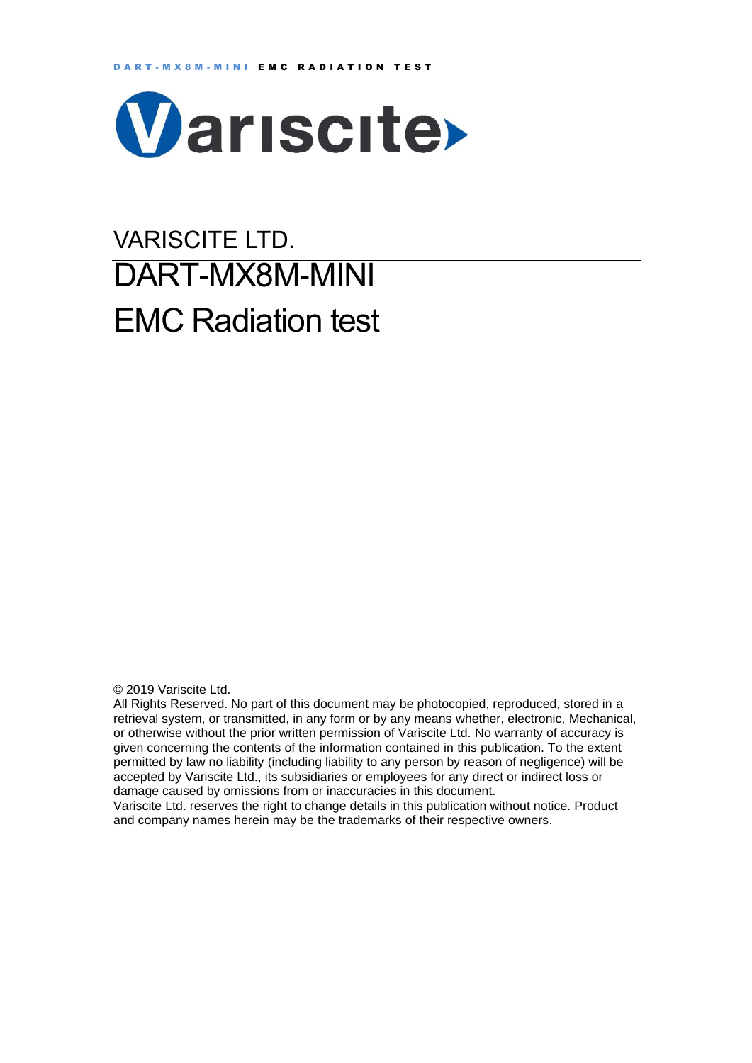# VARISCITE LTD.

# DART-MX8M-MINI

# EMC Radiation test

© 2019 Variscite Ltd.

All Rights Reserved. No part of this document may be photocopied, reproduced, stored in a retrieval system, or transmitted, in any form or by any means whether, electronic, Mechanical, or otherwise without the prior written permission of Variscite Ltd. No warranty of accuracy is given concerning the contents of the information contained in this publication. To the extent permitted by law no liability (including liability to any person by reason of negligence) will be accepted by Variscite Ltd., its subsidiaries or employees for any direct or indirect loss or damage caused by omissions from or inaccuracies in this document.

Variscite Ltd. reserves the right to change details in this publication without notice. Product and company names herein may be the trademarks of their respective owners.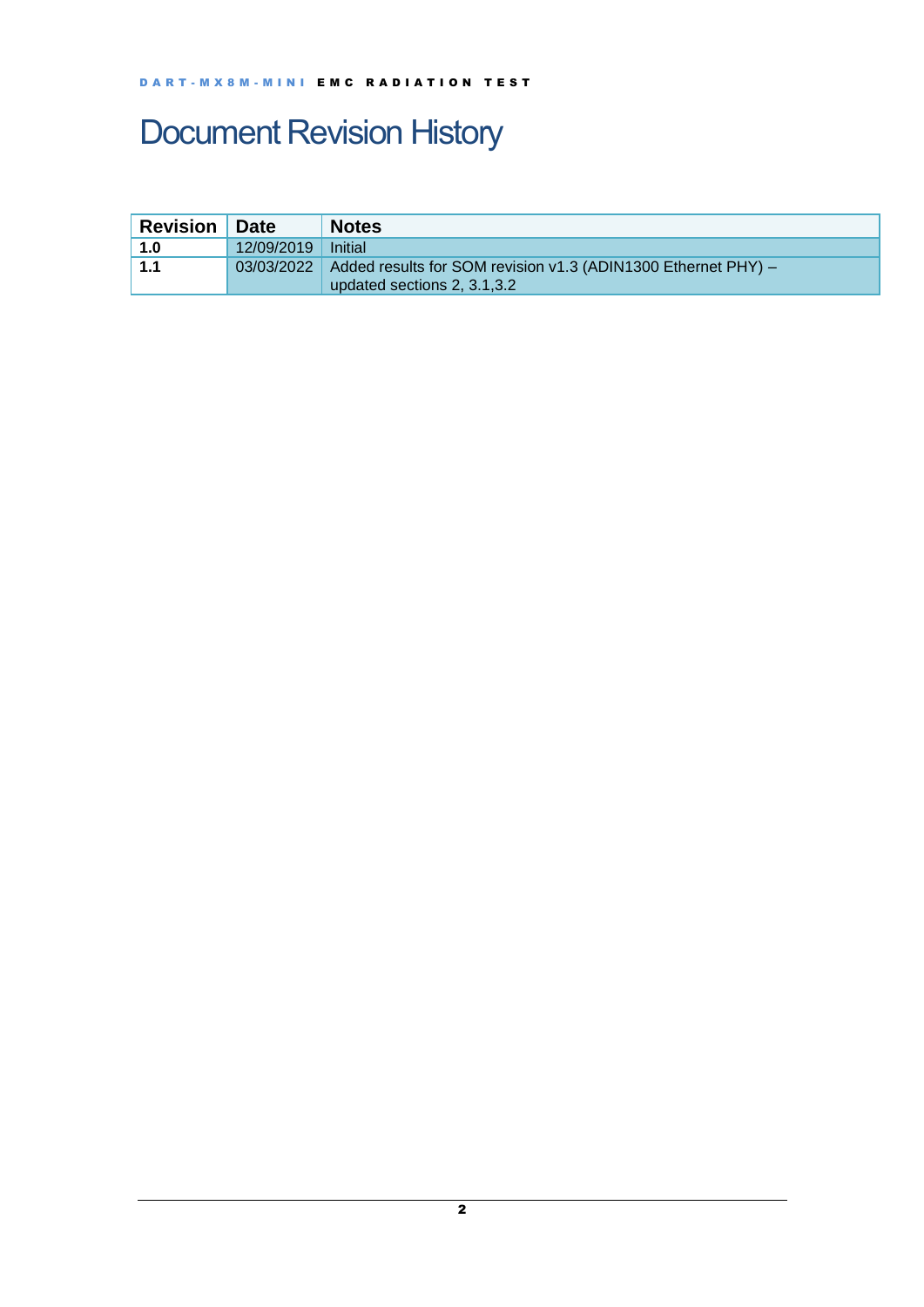# Document Revision History

| Revision | Date | Notes |
|---|---|---|
| 1.0 | 12/09/2019 | Initial |
| 1.1 | 03/03/2022 | Added results for SOM revision v1.3 (ADIN1300 Ethernet PHY) – updated sections 2, 3.1,3.2 |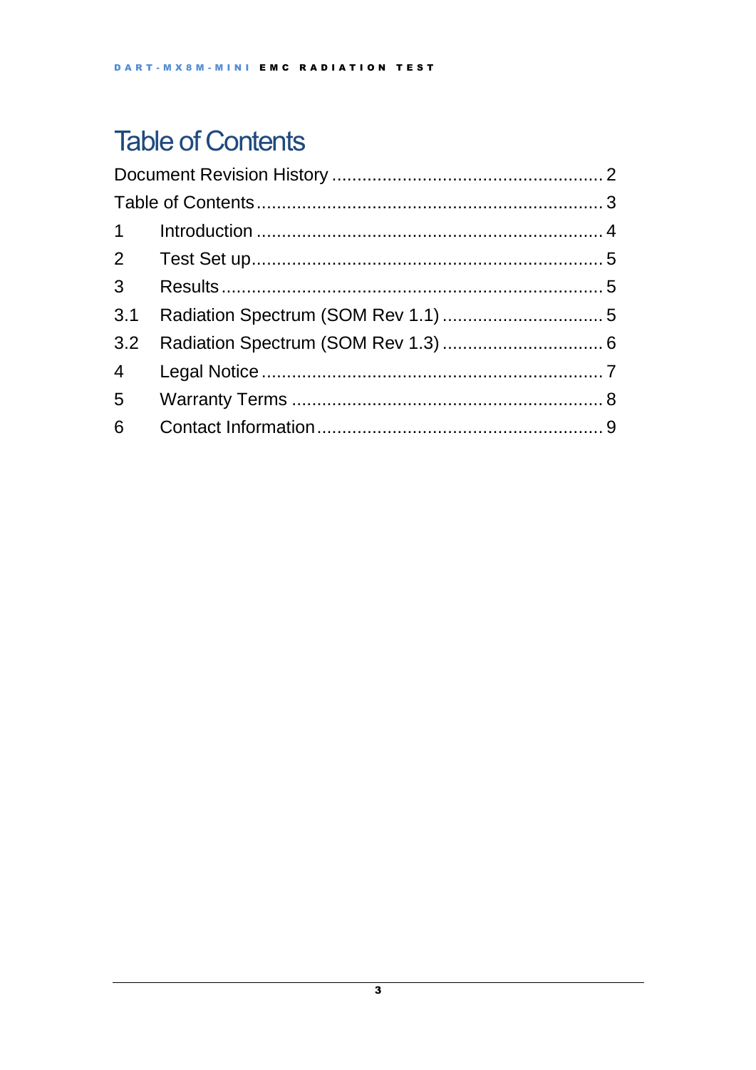# Table of Contents

Document Revision History ........................................................ 2

Table of Contents ........................................................ 3

1 Introduction ........................................................ 4

2 Test Set up ........................................................ 5

3 Results ........................................................ 5

3.1 Radiation Spectrum (SOM Rev 1.1) ........................................................ 5

3.2 Radiation Spectrum (SOM Rev 1.3) ........................................................ 6

4 Legal Notice ........................................................ 7

5 Warranty Terms ........................................................ 8

6 Contact Information ........................................................ 9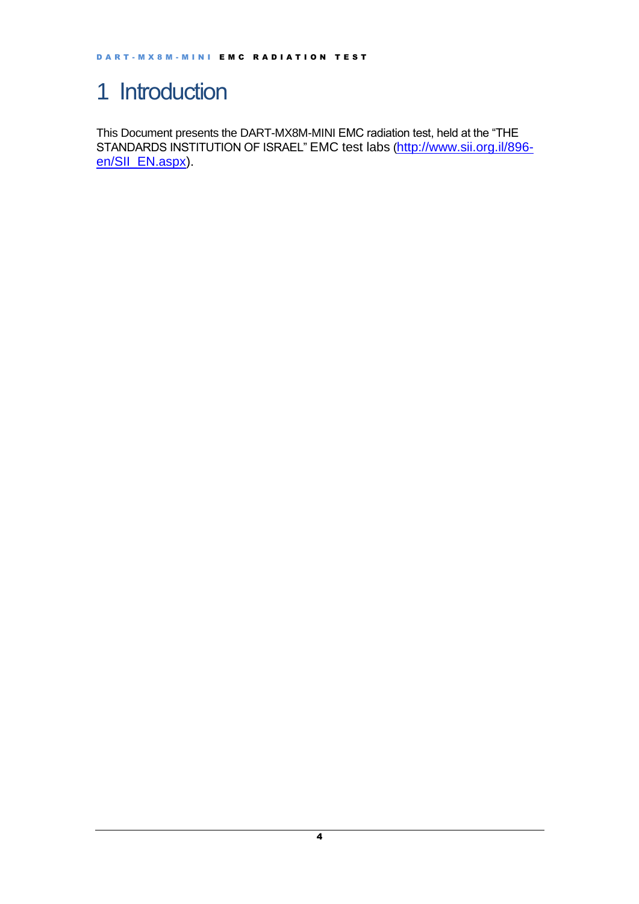# 1 Introduction

This Document presents the DART-MX8M-MINI EMC radiation test, held at the "THE STANDARDS INSTITUTION OF ISRAEL" EMC test labs (http://www.sii.org.il/896-en/SII_EN.aspx).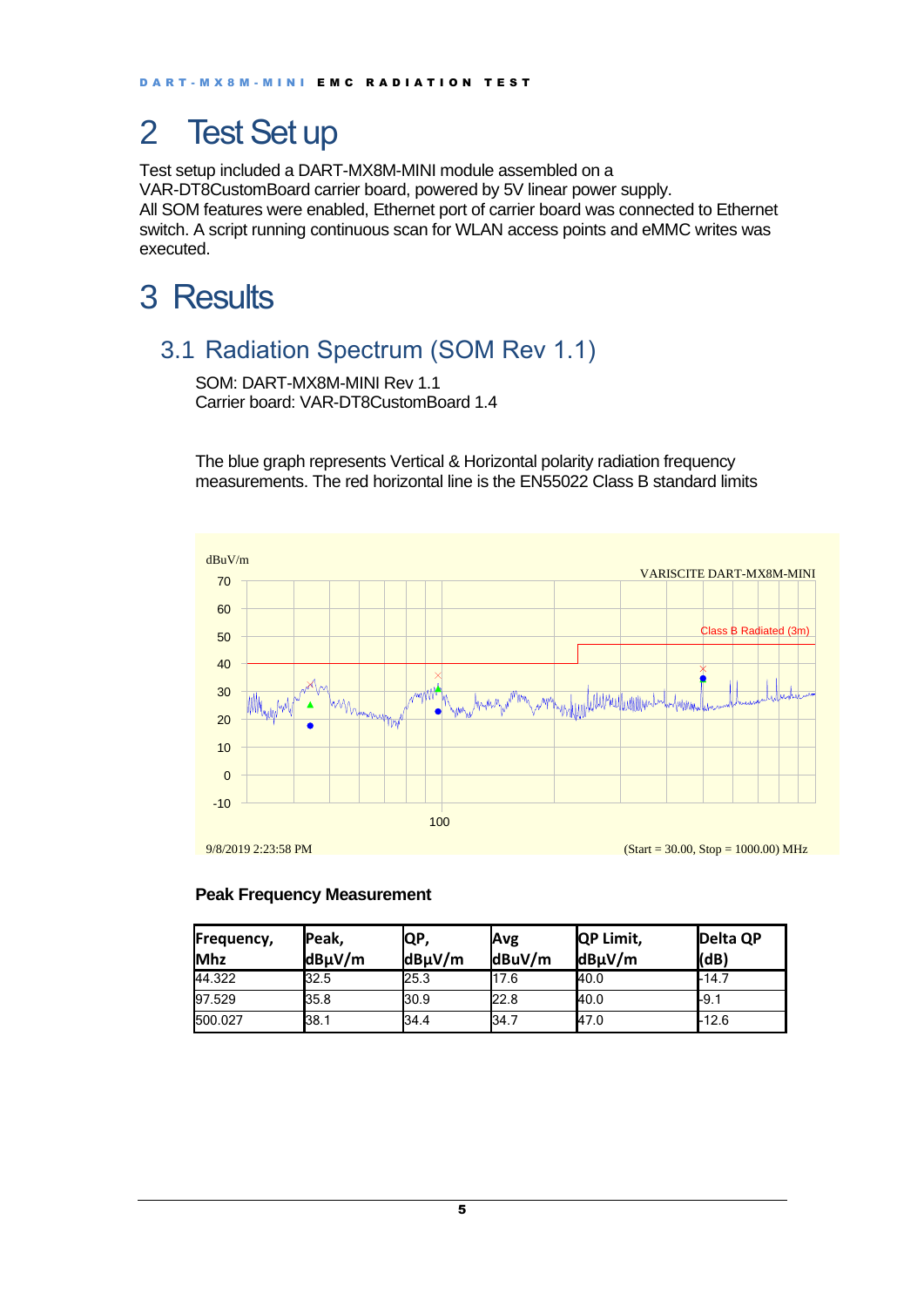# 2 Test Set up

Test setup included a DART-MX8M-MINI module assembled on a VAR-DT8CustomBoard carrier board, powered by 5V linear power supply.
All SOM features were enabled, Ethernet port of carrier board was connected to Ethernet switch. A script running continuous scan for WLAN access points and eMMC writes was executed.

# 3 Results

## 3.1 Radiation Spectrum (SOM Rev 1.1)

SOM: DART-MX8M-MINI Rev 1.1
Carrier board: VAR-DT8CustomBoard 1.4

The blue graph represents Vertical & Horizontal polarity radiation frequency measurements. The red horizontal line is the EN55022 Class B standard limits

**Peak Frequency Measurement**

| Frequency, Mhz | Peak, dBµV/m | QP, dBµV/m | Avg dBuV/m | QP Limit, dBµV/m | Delta QP (dB) |
|---|---|---|---|---|---|
| 44.322 | 32.5 | 25.3 | 17.6 | 40.0 | -14.7 |
| 97.529 | 35.8 | 30.9 | 22.8 | 40.0 | -9.1 |
| 500.027 | 38.1 | 34.4 | 34.7 | 47.0 | -12.6 |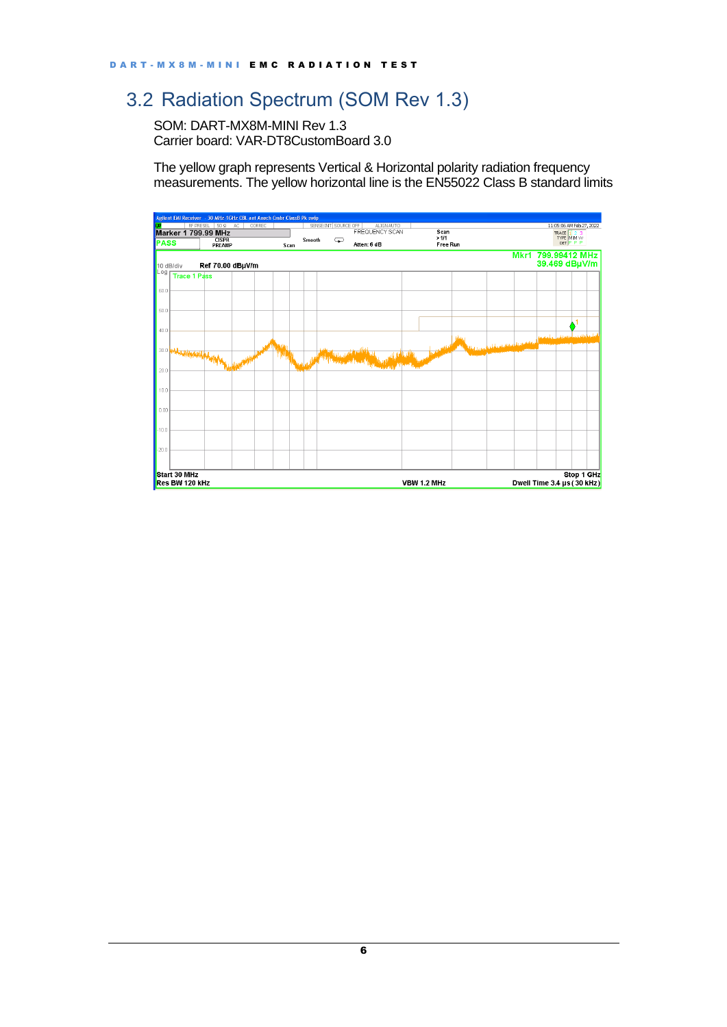## 3.2 Radiation Spectrum (SOM Rev 1.3)

SOM: DART-MX8M-MINI Rev 1.3
Carrier board: VAR-DT8CustomBoard 3.0

The yellow graph represents Vertical & Horizontal polarity radiation frequency measurements. The yellow horizontal line is the EN55022 Class B standard limits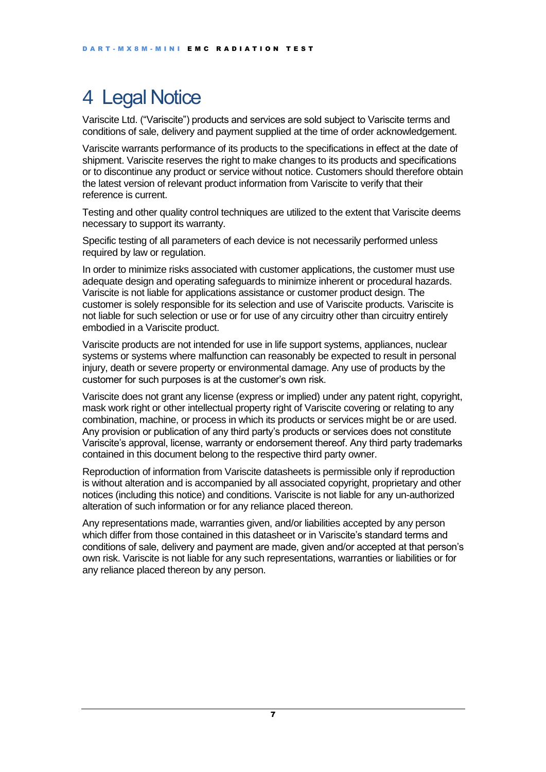# 4 Legal Notice

Variscite Ltd. ("Variscite") products and services are sold subject to Variscite terms and conditions of sale, delivery and payment supplied at the time of order acknowledgement.

Variscite warrants performance of its products to the specifications in effect at the date of shipment. Variscite reserves the right to make changes to its products and specifications or to discontinue any product or service without notice. Customers should therefore obtain the latest version of relevant product information from Variscite to verify that their reference is current.

Testing and other quality control techniques are utilized to the extent that Variscite deems necessary to support its warranty.

Specific testing of all parameters of each device is not necessarily performed unless required by law or regulation.

In order to minimize risks associated with customer applications, the customer must use adequate design and operating safeguards to minimize inherent or procedural hazards. Variscite is not liable for applications assistance or customer product design. The customer is solely responsible for its selection and use of Variscite products. Variscite is not liable for such selection or use or for use of any circuitry other than circuitry entirely embodied in a Variscite product.

Variscite products are not intended for use in life support systems, appliances, nuclear systems or systems where malfunction can reasonably be expected to result in personal injury, death or severe property or environmental damage. Any use of products by the customer for such purposes is at the customer's own risk.

Variscite does not grant any license (express or implied) under any patent right, copyright, mask work right or other intellectual property right of Variscite covering or relating to any combination, machine, or process in which its products or services might be or are used. Any provision or publication of any third party's products or services does not constitute Variscite's approval, license, warranty or endorsement thereof. Any third party trademarks contained in this document belong to the respective third party owner.

Reproduction of information from Variscite datasheets is permissible only if reproduction is without alteration and is accompanied by all associated copyright, proprietary and other notices (including this notice) and conditions. Variscite is not liable for any un-authorized alteration of such information or for any reliance placed thereon.

Any representations made, warranties given, and/or liabilities accepted by any person which differ from those contained in this datasheet or in Variscite's standard terms and conditions of sale, delivery and payment are made, given and/or accepted at that person's own risk. Variscite is not liable for any such representations, warranties or liabilities or for any reliance placed thereon by any person.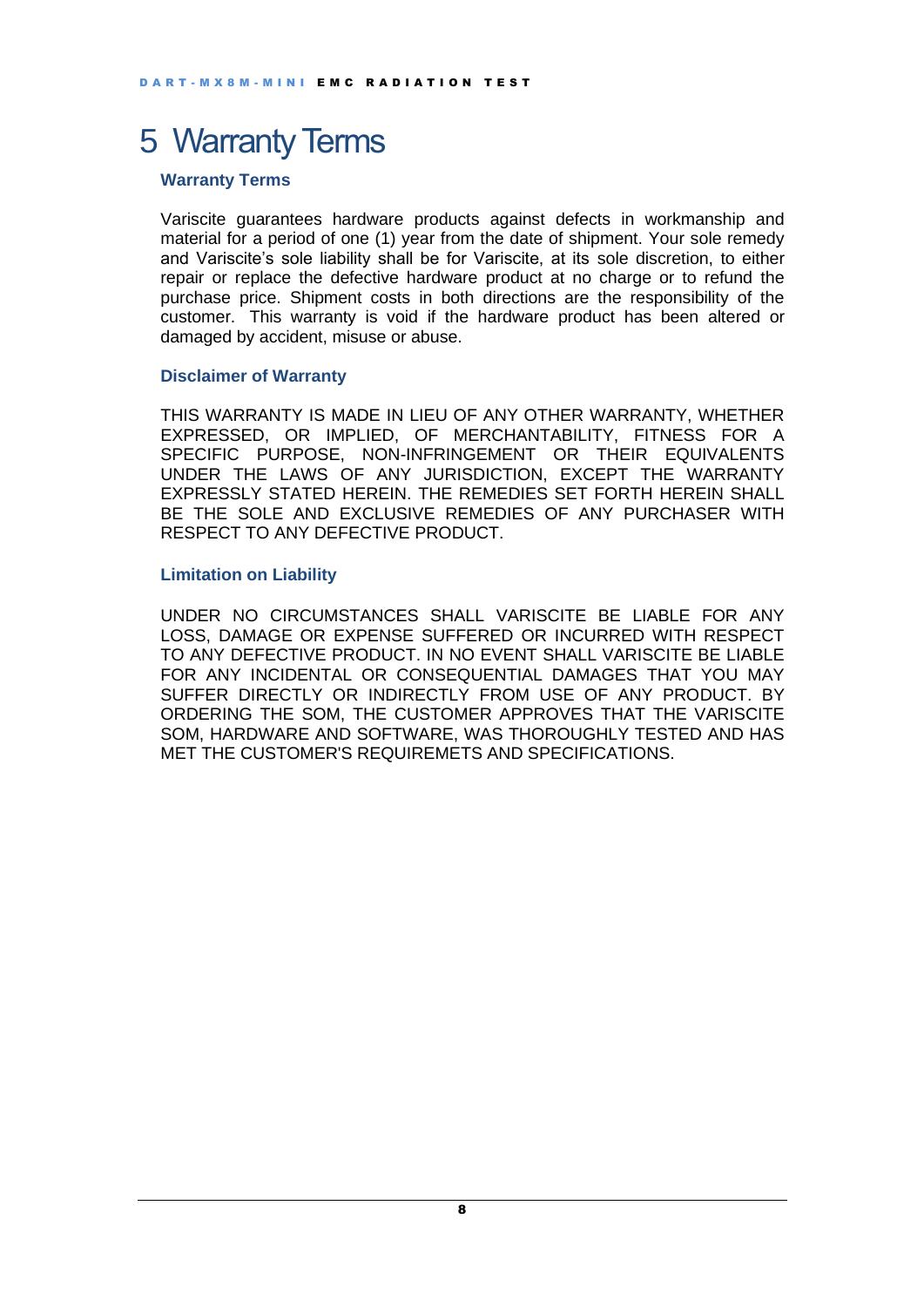# 5 Warranty Terms

### Warranty Terms

Variscite guarantees hardware products against defects in workmanship and material for a period of one (1) year from the date of shipment. Your sole remedy and Variscite's sole liability shall be for Variscite, at its sole discretion, to either repair or replace the defective hardware product at no charge or to refund the purchase price. Shipment costs in both directions are the responsibility of the customer. This warranty is void if the hardware product has been altered or damaged by accident, misuse or abuse.

### Disclaimer of Warranty

THIS WARRANTY IS MADE IN LIEU OF ANY OTHER WARRANTY, WHETHER EXPRESSED, OR IMPLIED, OF MERCHANTABILITY, FITNESS FOR A SPECIFIC PURPOSE, NON-INFRINGEMENT OR THEIR EQUIVALENTS UNDER THE LAWS OF ANY JURISDICTION, EXCEPT THE WARRANTY EXPRESSLY STATED HEREIN. THE REMEDIES SET FORTH HEREIN SHALL BE THE SOLE AND EXCLUSIVE REMEDIES OF ANY PURCHASER WITH RESPECT TO ANY DEFECTIVE PRODUCT.

### Limitation on Liability

UNDER NO CIRCUMSTANCES SHALL VARISCITE BE LIABLE FOR ANY LOSS, DAMAGE OR EXPENSE SUFFERED OR INCURRED WITH RESPECT TO ANY DEFECTIVE PRODUCT. IN NO EVENT SHALL VARISCITE BE LIABLE FOR ANY INCIDENTAL OR CONSEQUENTIAL DAMAGES THAT YOU MAY SUFFER DIRECTLY OR INDIRECTLY FROM USE OF ANY PRODUCT. BY ORDERING THE SOM, THE CUSTOMER APPROVES THAT THE VARISCITE SOM, HARDWARE AND SOFTWARE, WAS THOROUGHLY TESTED AND HAS MET THE CUSTOMER'S REQUIREMETS AND SPECIFICATIONS.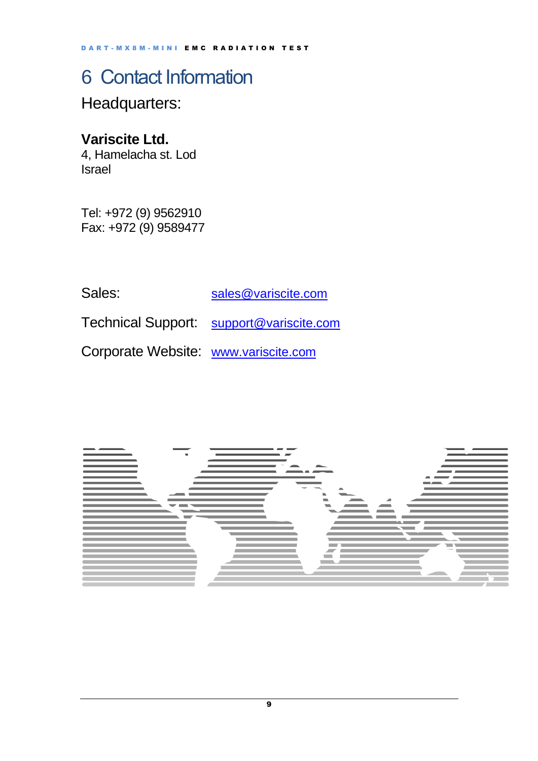# 6 Contact Information

Headquarters:

**Variscite Ltd.**
4, Hamelacha st. Lod
Israel

Tel: +972 (9) 9562910
Fax: +972 (9) 9589477

Sales: sales@variscite.com

Technical Support: support@variscite.com

Corporate Website: www.variscite.com